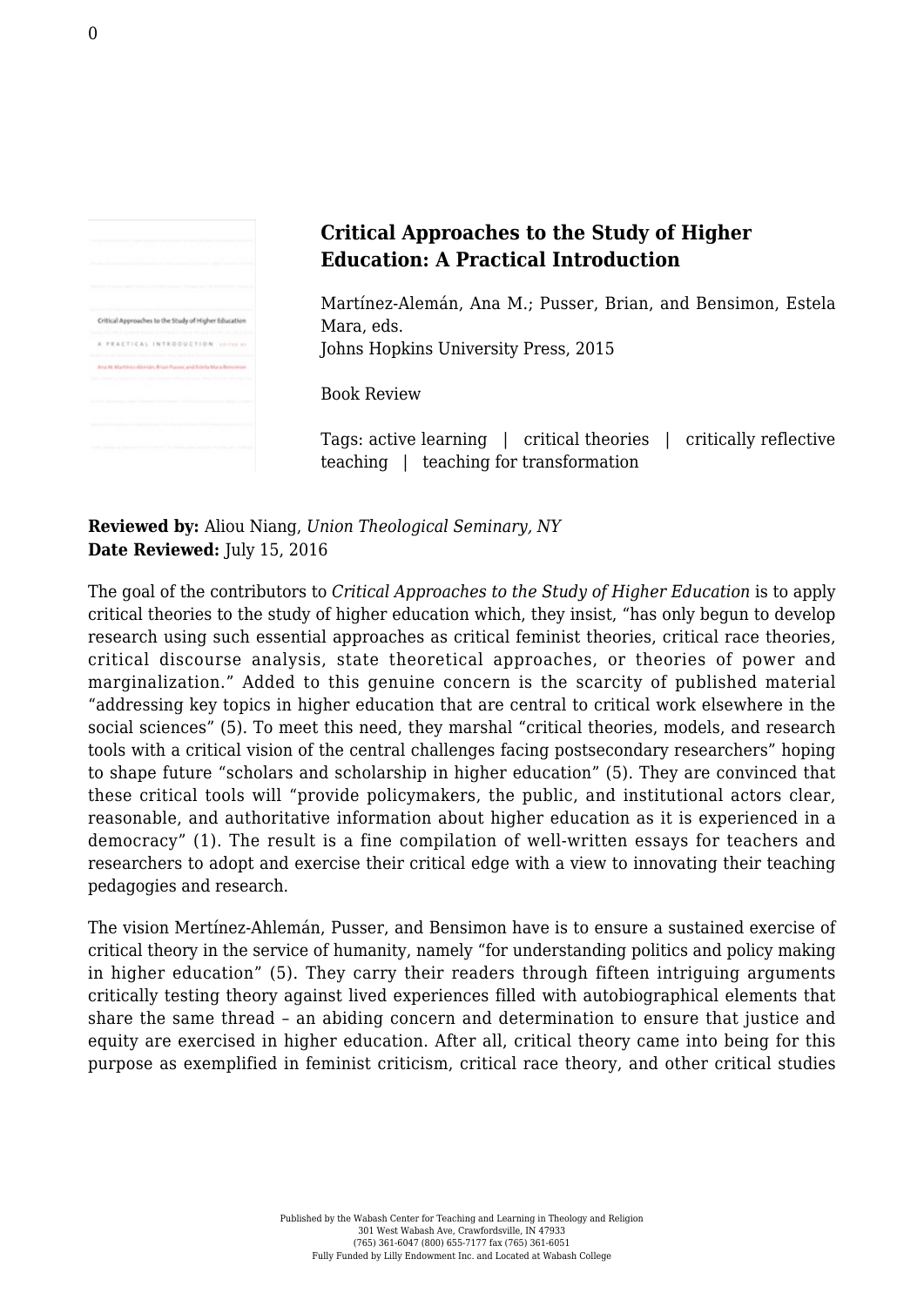## Critical Approaches to the Study of Higher Education: A Practical Introduction

Martínez-Alemán, Ana M.; Pusser, Brian, and Bensimon, Estela Mara, eds.
Johns Hopkins University Press, 2015

Book Review

Tags: active learning | critical theories | critically reflective teaching | teaching for transformation

**Reviewed by:** Aliou Niang, *Union Theological Seminary, NY*
**Date Reviewed:** July 15, 2016

The goal of the contributors to *Critical Approaches to the Study of Higher Education* is to apply critical theories to the study of higher education which, they insist, "has only begun to develop research using such essential approaches as critical feminist theories, critical race theories, critical discourse analysis, state theoretical approaches, or theories of power and marginalization." Added to this genuine concern is the scarcity of published material "addressing key topics in higher education that are central to critical work elsewhere in the social sciences" (5). To meet this need, they marshal "critical theories, models, and research tools with a critical vision of the central challenges facing postsecondary researchers" hoping to shape future "scholars and scholarship in higher education" (5). They are convinced that these critical tools will "provide policymakers, the public, and institutional actors clear, reasonable, and authoritative information about higher education as it is experienced in a democracy" (1). The result is a fine compilation of well-written essays for teachers and researchers to adopt and exercise their critical edge with a view to innovating their teaching pedagogies and research.

The vision Mertínez-Ahlemán, Pusser, and Bensimon have is to ensure a sustained exercise of critical theory in the service of humanity, namely "for understanding politics and policy making in higher education" (5). They carry their readers through fifteen intriguing arguments critically testing theory against lived experiences filled with autobiographical elements that share the same thread – an abiding concern and determination to ensure that justice and equity are exercised in higher education. After all, critical theory came into being for this purpose as exemplified in feminist criticism, critical race theory, and other critical studies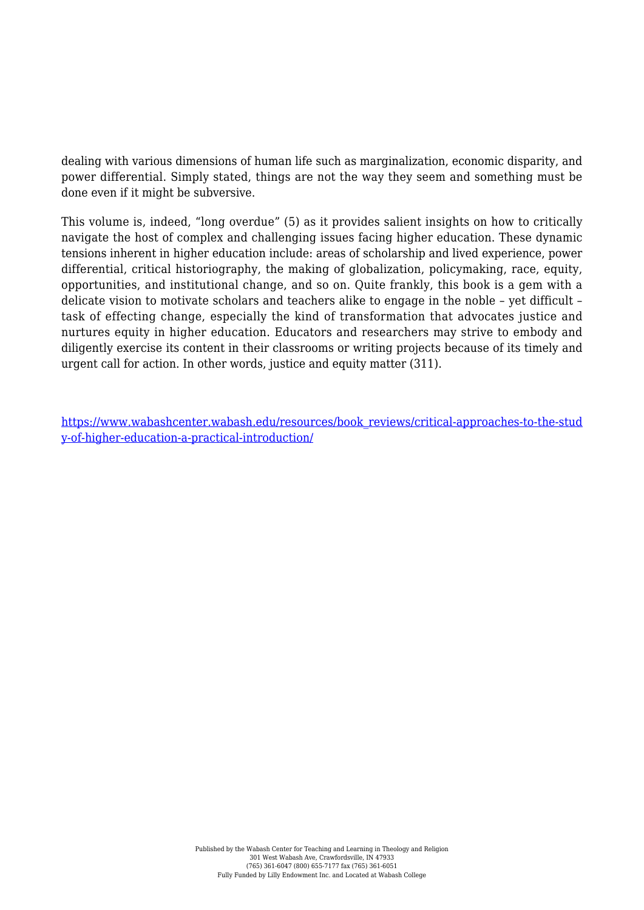dealing with various dimensions of human life such as marginalization, economic disparity, and power differential. Simply stated, things are not the way they seem and something must be done even if it might be subversive.

This volume is, indeed, "long overdue" (5) as it provides salient insights on how to critically navigate the host of complex and challenging issues facing higher education. These dynamic tensions inherent in higher education include: areas of scholarship and lived experience, power differential, critical historiography, the making of globalization, policymaking, race, equity, opportunities, and institutional change, and so on. Quite frankly, this book is a gem with a delicate vision to motivate scholars and teachers alike to engage in the noble – yet difficult – task of effecting change, especially the kind of transformation that advocates justice and nurtures equity in higher education. Educators and researchers may strive to embody and diligently exercise its content in their classrooms or writing projects because of its timely and urgent call for action. In other words, justice and equity matter (311).

[https://www.wabashcenter.wabash.edu/resources/book_reviews/critical-approaches-to-the-study-of-higher-education-a-practical-introduction/](https://www.wabashcenter.wabash.edu/resources/book_reviews/critical-approaches-to-the-study-of-higher-education-a-practical-introduction/)

Published by the Wabash Center for Teaching and Learning in Theology and Religion
301 West Wabash Ave, Crawfordsville, IN 47933
(765) 361-6047 (800) 655-7177 fax (765) 361-6051
Fully Funded by Lilly Endowment Inc. and Located at Wabash College